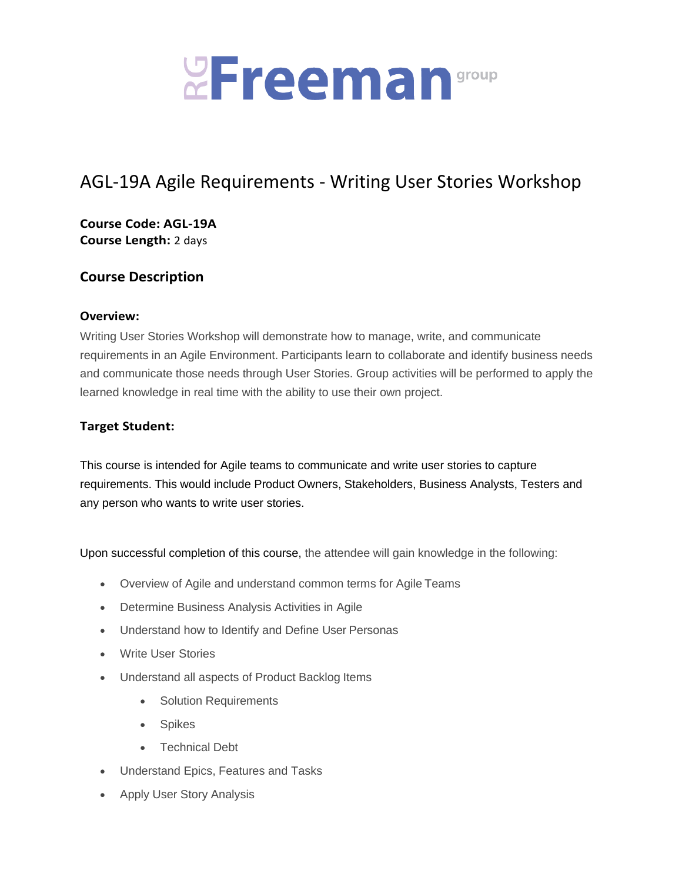# AGL-19A Agile Requirements - Writing User Stories Workshop

**Course Code: AGL-19A**
**Course Length:** 2 days

## Course Description

**Overview:**

Writing User Stories Workshop will demonstrate how to manage, write, and communicate requirements in an Agile Environment. Participants learn to collaborate and identify business needs and communicate those needs through User Stories. Group activities will be performed to apply the learned knowledge in real time with the ability to use their own project.

**Target Student:**

This course is intended for Agile teams to communicate and write user stories to capture requirements. This would include Product Owners, Stakeholders, Business Analysts, Testers and any person who wants to write user stories.

Upon successful completion of this course, the attendee will gain knowledge in the following:

- Overview of Agile and understand common terms for Agile Teams
- Determine Business Analysis Activities in Agile
- Understand how to Identify and Define User Personas
- Write User Stories
- Understand all aspects of Product Backlog Items
    - Solution Requirements
    - Spikes
    - Technical Debt
- Understand Epics, Features and Tasks
- Apply User Story Analysis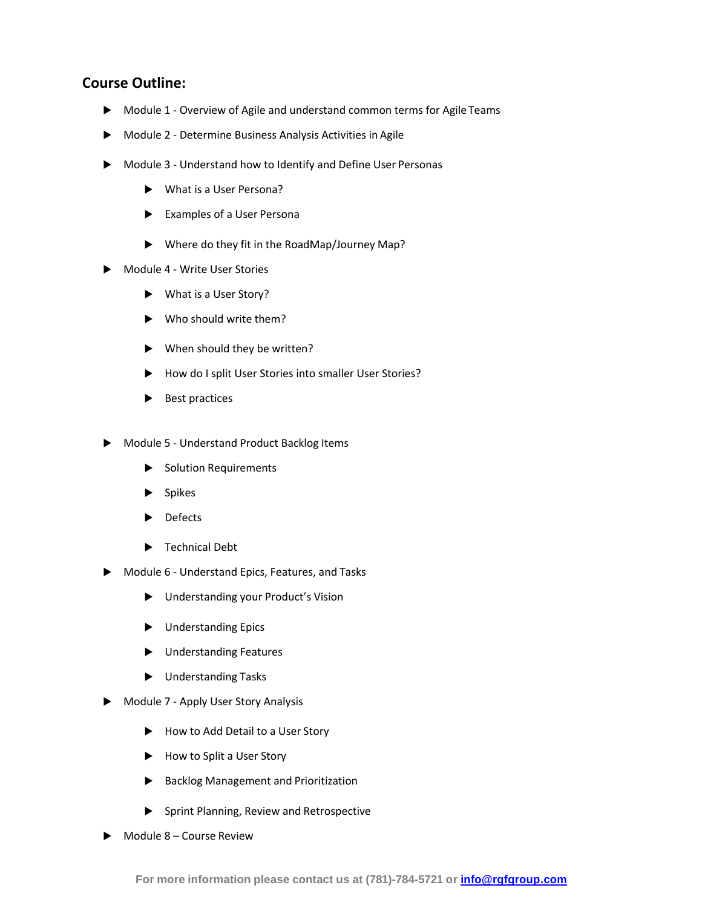## Course Outline:

- Module 1 - Overview of Agile and understand common terms for Agile Teams
- Module 2 - Determine Business Analysis Activities in Agile
- Module 3 - Understand how to Identify and Define User Personas
  - What is a User Persona?
  - Examples of a User Persona
  - Where do they fit in the RoadMap/Journey Map?
- Module 4 - Write User Stories
  - What is a User Story?
  - Who should write them?
  - When should they be written?
  - How do I split User Stories into smaller User Stories?
  - Best practices
- Module 5 - Understand Product Backlog Items
  - Solution Requirements
  - Spikes
  - Defects
  - Technical Debt
- Module 6 - Understand Epics, Features, and Tasks
  - Understanding your Product's Vision
  - Understanding Epics
  - Understanding Features
  - Understanding Tasks
- Module 7 - Apply User Story Analysis
  - How to Add Detail to a User Story
  - How to Split a User Story
  - Backlog Management and Prioritization
  - Sprint Planning, Review and Retrospective
- Module 8 – Course Review

**For more information please contact us at (781)-784-5721 or info@rgfgroup.com**